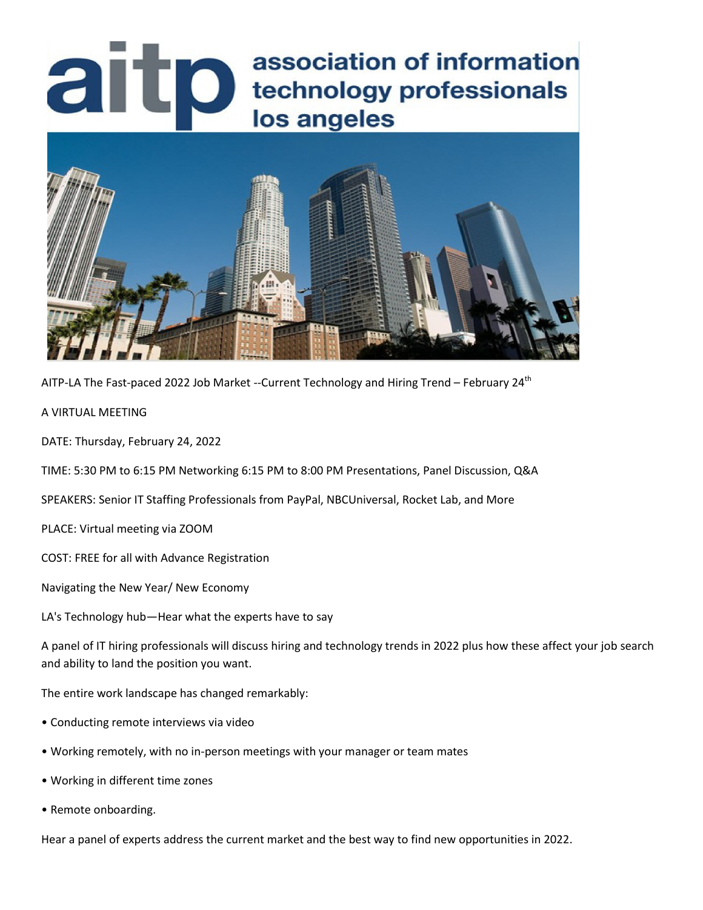# aitp association of information technology professionals los angeles

AITP-LA The Fast-paced 2022 Job Market --Current Technology and Hiring Trend – February 24th

A VIRTUAL MEETING

DATE: Thursday, February 24, 2022

TIME: 5:30 PM to 6:15 PM Networking 6:15 PM to 8:00 PM Presentations, Panel Discussion, Q&A

SPEAKERS: Senior IT Staffing Professionals from PayPal, NBCUniversal, Rocket Lab, and More

PLACE: Virtual meeting via ZOOM

COST: FREE for all with Advance Registration

Navigating the New Year/ New Economy

LA's Technology hub—Hear what the experts have to say

A panel of IT hiring professionals will discuss hiring and technology trends in 2022 plus how these affect your job search and ability to land the position you want.

The entire work landscape has changed remarkably:

- Conducting remote interviews via video
- Working remotely, with no in-person meetings with your manager or team mates
- Working in different time zones
- Remote onboarding.

Hear a panel of experts address the current market and the best way to find new opportunities in 2022.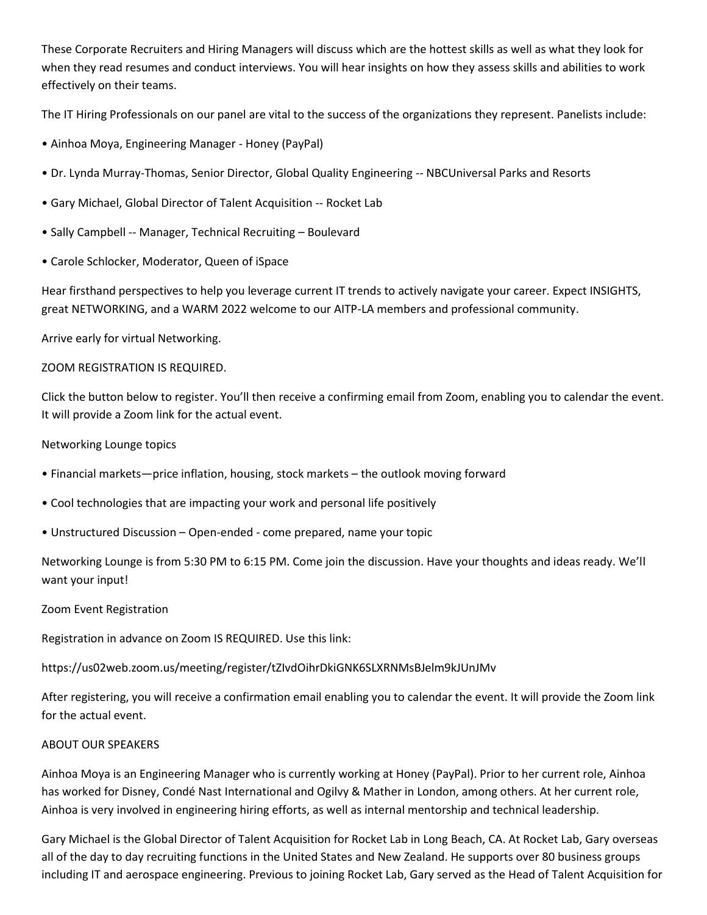These Corporate Recruiters and Hiring Managers will discuss which are the hottest skills as well as what they look for when they read resumes and conduct interviews. You will hear insights on how they assess skills and abilities to work effectively on their teams.

The IT Hiring Professionals on our panel are vital to the success of the organizations they represent. Panelists include:

- Ainhoa Moya, Engineering Manager - Honey (PayPal)
- Dr. Lynda Murray-Thomas, Senior Director, Global Quality Engineering -- NBCUniversal Parks and Resorts
- Gary Michael, Global Director of Talent Acquisition -- Rocket Lab
- Sally Campbell -- Manager, Technical Recruiting – Boulevard
- Carole Schlocker, Moderator, Queen of iSpace

Hear firsthand perspectives to help you leverage current IT trends to actively navigate your career. Expect INSIGHTS, great NETWORKING, and a WARM 2022 welcome to our AITP-LA members and professional community.

Arrive early for virtual Networking.

ZOOM REGISTRATION IS REQUIRED.

Click the button below to register. You'll then receive a confirming email from Zoom, enabling you to calendar the event. It will provide a Zoom link for the actual event.

Networking Lounge topics

- Financial markets—price inflation, housing, stock markets – the outlook moving forward
- Cool technologies that are impacting your work and personal life positively
- Unstructured Discussion – Open-ended - come prepared, name your topic

Networking Lounge is from 5:30 PM to 6:15 PM. Come join the discussion. Have your thoughts and ideas ready. We'll want your input!

Zoom Event Registration

Registration in advance on Zoom IS REQUIRED. Use this link:

https://us02web.zoom.us/meeting/register/tZIvdOihrDkiGNK6SLXRNMsBJelm9kJUnJMv

After registering, you will receive a confirmation email enabling you to calendar the event. It will provide the Zoom link for the actual event.

ABOUT OUR SPEAKERS

Ainhoa Moya is an Engineering Manager who is currently working at Honey (PayPal). Prior to her current role, Ainhoa has worked for Disney, Condé Nast International and Ogilvy & Mather in London, among others. At her current role, Ainhoa is very involved in engineering hiring efforts, as well as internal mentorship and technical leadership.

Gary Michael is the Global Director of Talent Acquisition for Rocket Lab in Long Beach, CA. At Rocket Lab, Gary overseas all of the day to day recruiting functions in the United States and New Zealand. He supports over 80 business groups including IT and aerospace engineering. Previous to joining Rocket Lab, Gary served as the Head of Talent Acquisition for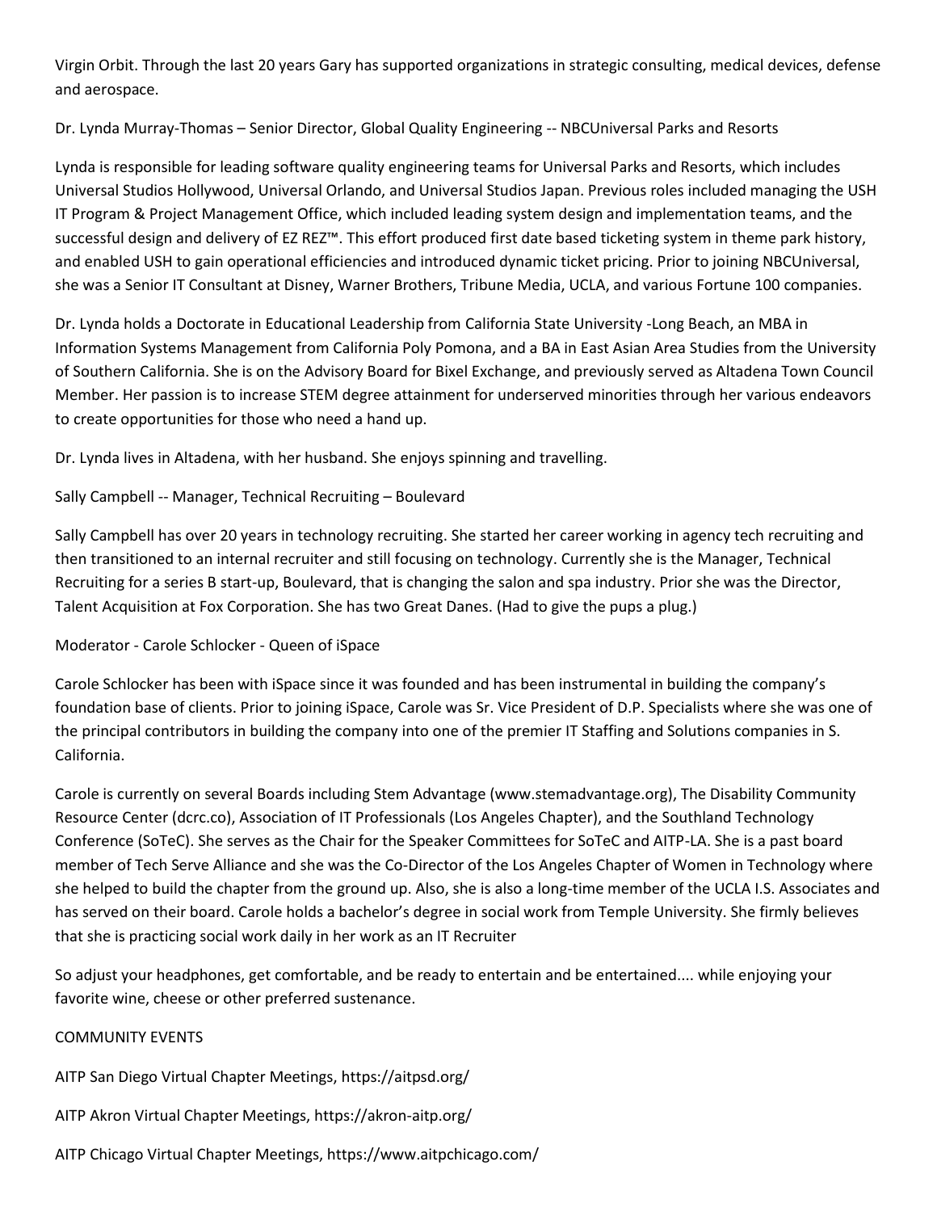Virgin Orbit. Through the last 20 years Gary has supported organizations in strategic consulting, medical devices, defense and aerospace.

Dr. Lynda Murray-Thomas – Senior Director, Global Quality Engineering -- NBCUniversal Parks and Resorts

Lynda is responsible for leading software quality engineering teams for Universal Parks and Resorts, which includes Universal Studios Hollywood, Universal Orlando, and Universal Studios Japan. Previous roles included managing the USH IT Program & Project Management Office, which included leading system design and implementation teams, and the successful design and delivery of EZ REZ™. This effort produced first date based ticketing system in theme park history, and enabled USH to gain operational efficiencies and introduced dynamic ticket pricing. Prior to joining NBCUniversal, she was a Senior IT Consultant at Disney, Warner Brothers, Tribune Media, UCLA, and various Fortune 100 companies.

Dr. Lynda holds a Doctorate in Educational Leadership from California State University -Long Beach, an MBA in Information Systems Management from California Poly Pomona, and a BA in East Asian Area Studies from the University of Southern California. She is on the Advisory Board for Bixel Exchange, and previously served as Altadena Town Council Member. Her passion is to increase STEM degree attainment for underserved minorities through her various endeavors to create opportunities for those who need a hand up.

Dr. Lynda lives in Altadena, with her husband. She enjoys spinning and travelling.

Sally Campbell -- Manager, Technical Recruiting – Boulevard

Sally Campbell has over 20 years in technology recruiting. She started her career working in agency tech recruiting and then transitioned to an internal recruiter and still focusing on technology. Currently she is the Manager, Technical Recruiting for a series B start-up, Boulevard, that is changing the salon and spa industry. Prior she was the Director, Talent Acquisition at Fox Corporation. She has two Great Danes. (Had to give the pups a plug.)

Moderator - Carole Schlocker - Queen of iSpace

Carole Schlocker has been with iSpace since it was founded and has been instrumental in building the company's foundation base of clients. Prior to joining iSpace, Carole was Sr. Vice President of D.P. Specialists where she was one of the principal contributors in building the company into one of the premier IT Staffing and Solutions companies in S. California.

Carole is currently on several Boards including Stem Advantage (www.stemadvantage.org), The Disability Community Resource Center (dcrc.co), Association of IT Professionals (Los Angeles Chapter), and the Southland Technology Conference (SoTeC). She serves as the Chair for the Speaker Committees for SoTeC and AITP-LA. She is a past board member of Tech Serve Alliance and she was the Co-Director of the Los Angeles Chapter of Women in Technology where she helped to build the chapter from the ground up. Also, she is also a long-time member of the UCLA I.S. Associates and has served on their board. Carole holds a bachelor's degree in social work from Temple University. She firmly believes that she is practicing social work daily in her work as an IT Recruiter

So adjust your headphones, get comfortable, and be ready to entertain and be entertained.... while enjoying your favorite wine, cheese or other preferred sustenance.

COMMUNITY EVENTS

AITP San Diego Virtual Chapter Meetings, https://aitpsd.org/

AITP Akron Virtual Chapter Meetings, https://akron-aitp.org/

AITP Chicago Virtual Chapter Meetings, https://www.aitpchicago.com/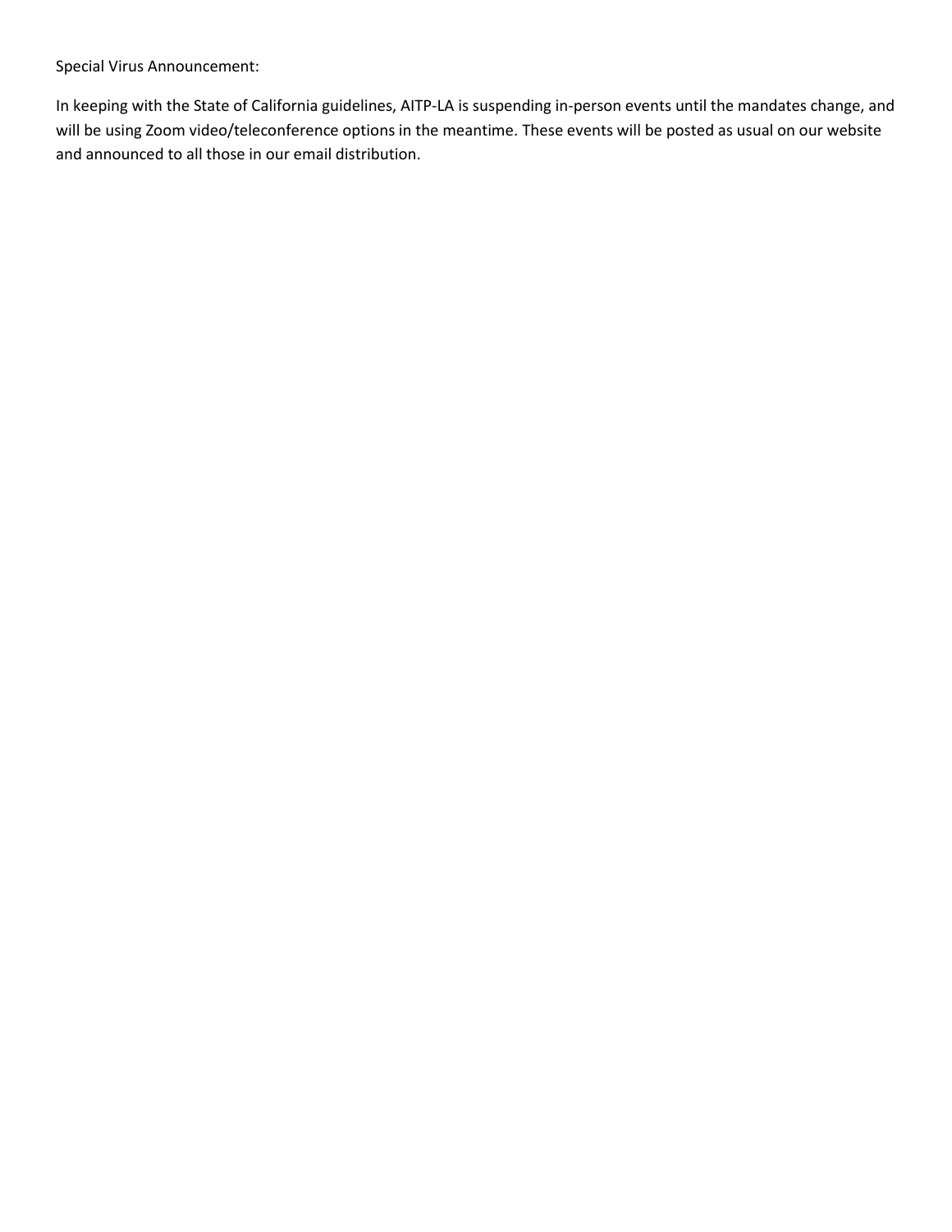Special Virus Announcement:

In keeping with the State of California guidelines, AITP-LA is suspending in-person events until the mandates change, and will be using Zoom video/teleconference options in the meantime. These events will be posted as usual on our website and announced to all those in our email distribution.